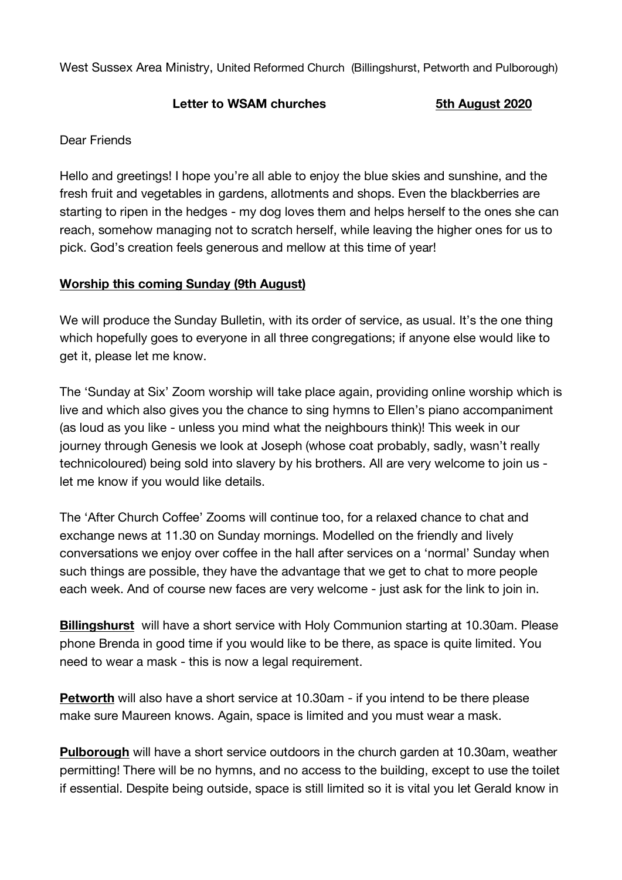West Sussex Area Ministry, United Reformed Church (Billingshurst, Petworth and Pulborough)

**Letter to WSAM churches** **5th August 2020**

Dear Friends

Hello and greetings! I hope you're all able to enjoy the blue skies and sunshine, and the fresh fruit and vegetables in gardens, allotments and shops. Even the blackberries are starting to ripen in the hedges - my dog loves them and helps herself to the ones she can reach, somehow managing not to scratch herself, while leaving the higher ones for us to pick. God's creation feels generous and mellow at this time of year!

## Worship this coming Sunday (9th August)

We will produce the Sunday Bulletin, with its order of service, as usual. It's the one thing which hopefully goes to everyone in all three congregations; if anyone else would like to get it, please let me know.

The 'Sunday at Six' Zoom worship will take place again, providing online worship which is live and which also gives you the chance to sing hymns to Ellen's piano accompaniment (as loud as you like - unless you mind what the neighbours think)! This week in our journey through Genesis we look at Joseph (whose coat probably, sadly, wasn't really technicoloured) being sold into slavery by his brothers. All are very welcome to join us - let me know if you would like details.

The 'After Church Coffee' Zooms will continue too, for a relaxed chance to chat and exchange news at 11.30 on Sunday mornings. Modelled on the friendly and lively conversations we enjoy over coffee in the hall after services on a 'normal' Sunday when such things are possible, they have the advantage that we get to chat to more people each week. And of course new faces are very welcome - just ask for the link to join in.

**Billingshurst** will have a short service with Holy Communion starting at 10.30am. Please phone Brenda in good time if you would like to be there, as space is quite limited. You need to wear a mask - this is now a legal requirement.

**Petworth** will also have a short service at 10.30am - if you intend to be there please make sure Maureen knows. Again, space is limited and you must wear a mask.

**Pulborough** will have a short service outdoors in the church garden at 10.30am, weather permitting! There will be no hymns, and no access to the building, except to use the toilet if essential. Despite being outside, space is still limited so it is vital you let Gerald know in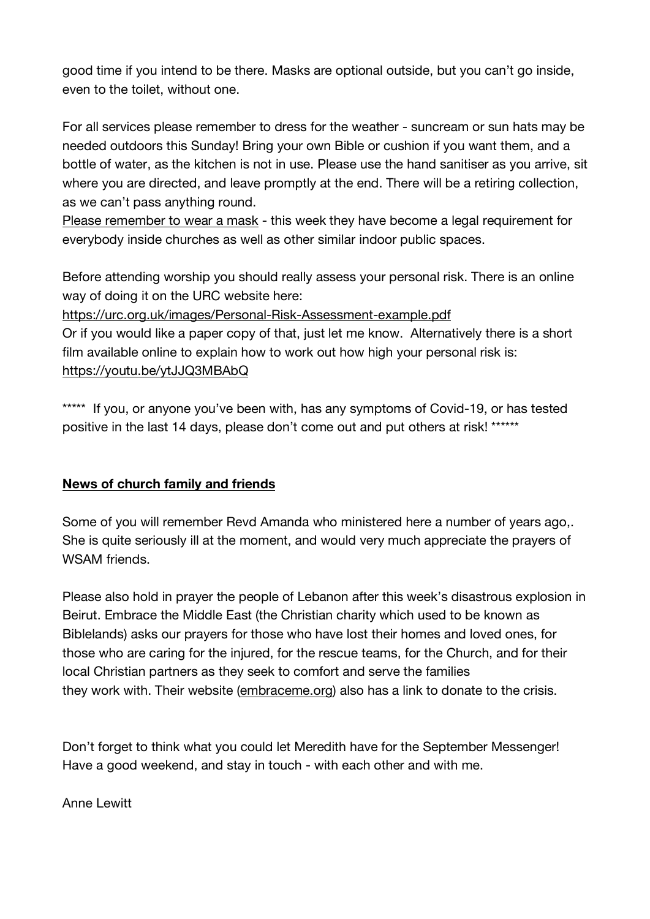good time if you intend to be there. Masks are optional outside, but you can't go inside, even to the toilet, without one.

For all services please remember to dress for the weather - suncream or sun hats may be needed outdoors this Sunday! Bring your own Bible or cushion if you want them, and a bottle of water, as the kitchen is not in use. Please use the hand sanitiser as you arrive, sit where you are directed, and leave promptly at the end. There will be a retiring collection, as we can't pass anything round.
Please remember to wear a mask - this week they have become a legal requirement for everybody inside churches as well as other similar indoor public spaces.

Before attending worship you should really assess your personal risk. There is an online way of doing it on the URC website here:
https://urc.org.uk/images/Personal-Risk-Assessment-example.pdf
Or if you would like a paper copy of that, just let me know. Alternatively there is a short film available online to explain how to work out how high your personal risk is:
https://youtu.be/ytJJQ3MBAbQ

***** If you, or anyone you've been with, has any symptoms of Covid-19, or has tested positive in the last 14 days, please don't come out and put others at risk! ******

**News of church family and friends**

Some of you will remember Revd Amanda who ministered here a number of years ago,. She is quite seriously ill at the moment, and would very much appreciate the prayers of WSAM friends.

Please also hold in prayer the people of Lebanon after this week's disastrous explosion in Beirut. Embrace the Middle East (the Christian charity which used to be known as Biblelands) asks our prayers for those who have lost their homes and loved ones, for those who are caring for the injured, for the rescue teams, for the Church, and for their local Christian partners as they seek to comfort and serve the families they work with. Their website (embraceme.org) also has a link to donate to the crisis.

Don't forget to think what you could let Meredith have for the September Messenger!
Have a good weekend, and stay in touch - with each other and with me.

Anne Lewitt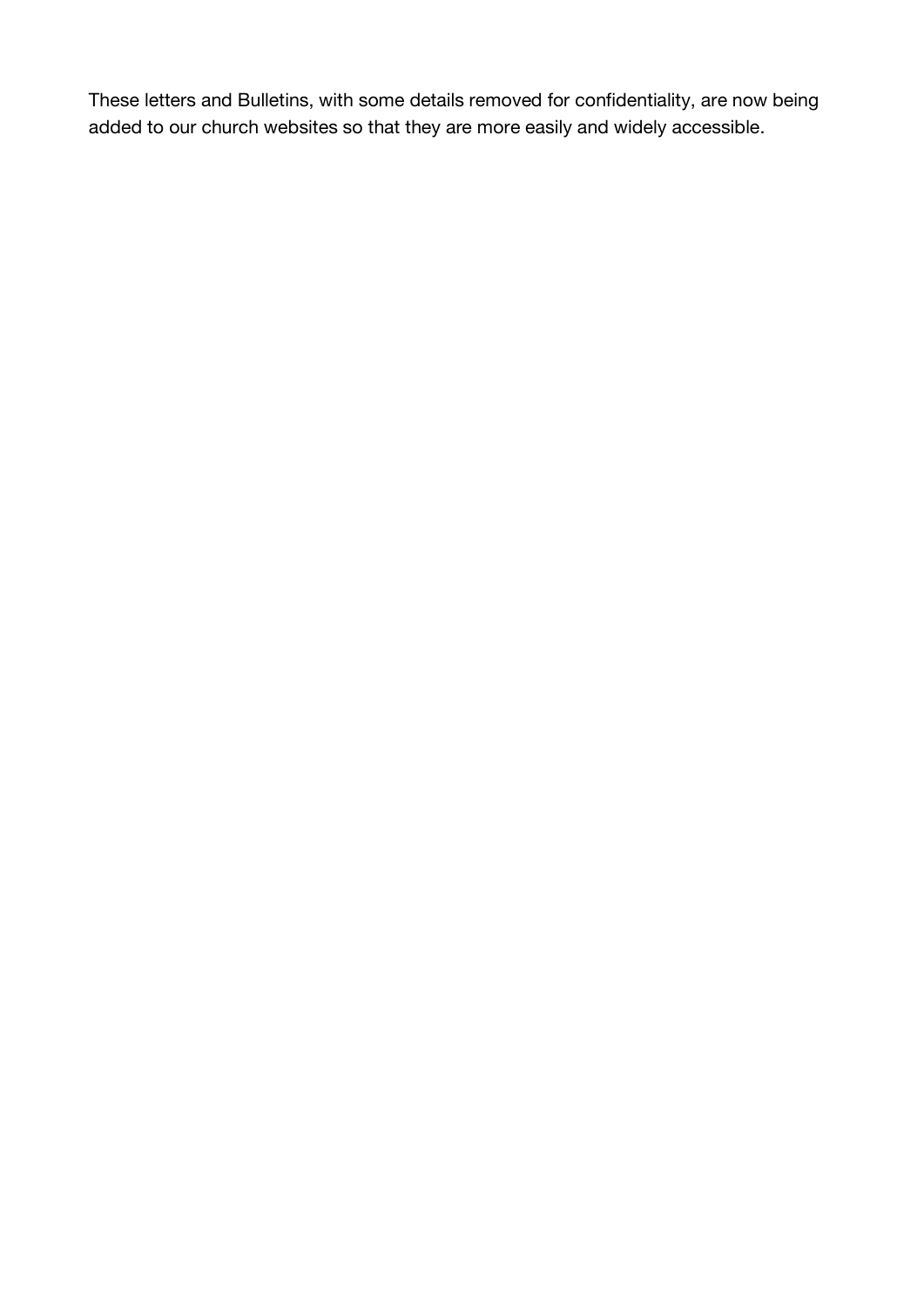These letters and Bulletins, with some details removed for confidentiality, are now being added to our church websites so that they are more easily and widely accessible.